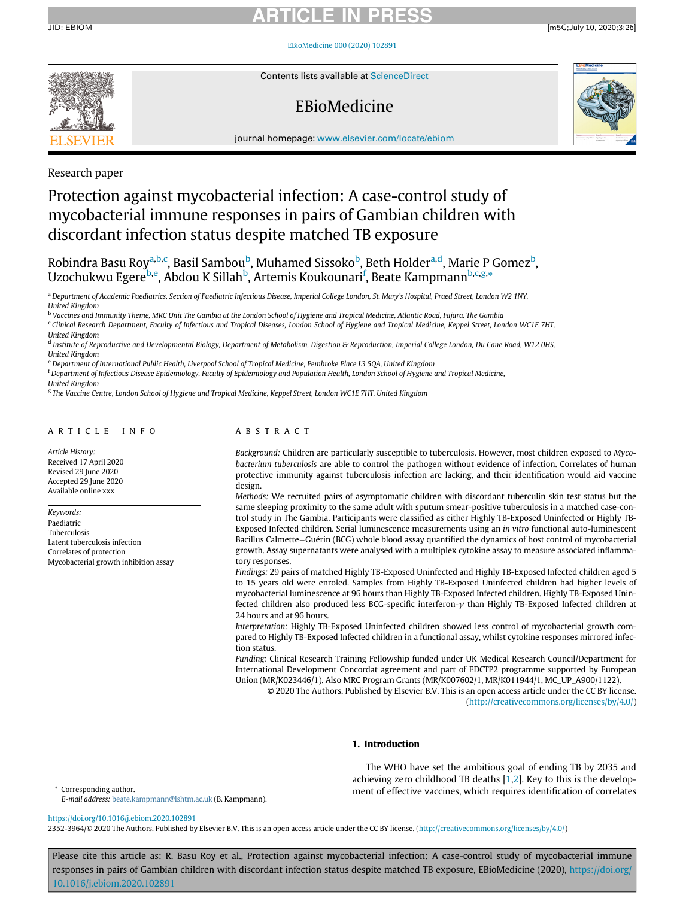Research paper

# Protection against mycobacterial infection: A case-control study of mycobacterial immune responses in pairs of Gambian children with discordant infection status despite matched TB exposure

Robindra Basu Roy[a,b,c], Basil Sambou[b], Muhamed Sissoko[b], Beth Holder[a,d], Marie P Gomez[b], Uzochukwu Egere[b,e], Abdou K Sillah[b], Artemis Koukounari[f], Beate Kampmann[b,c,g,*]

[a] Department of Academic Paediatrics, Section of Paediatric Infectious Disease, Imperial College London, St. Mary's Hospital, Praed Street, London W2 1NY, United Kingdom

[b] Vaccines and Immunity Theme, MRC Unit The Gambia at the London School of Hygiene and Tropical Medicine, Atlantic Road, Fajara, The Gambia

[c] Clinical Research Department, Faculty of Infectious and Tropical Diseases, London School of Hygiene and Tropical Medicine, Keppel Street, London WC1E 7HT, United Kingdom

[d] Institute of Reproductive and Developmental Biology, Department of Metabolism, Digestion & Reproduction, Imperial College London, Du Cane Road, W12 0HS, United Kingdom

[e] Department of International Public Health, Liverpool School of Tropical Medicine, Pembroke Place L3 5QA, United Kingdom

[f] Department of Infectious Disease Epidemiology, Faculty of Epidemiology and Population Health, London School of Hygiene and Tropical Medicine, Keppel Street, London WC1E 7HT, United Kingdom

[g] The Vaccine Centre, London School of Hygiene and Tropical Medicine, Keppel Street, London WC1E 7HT, United Kingdom

## ARTICLE INFO

*Article History:*
Received 17 April 2020
Revised 29 June 2020
Accepted 29 June 2020
Available online xxx

*Keywords:*
Paediatric
Tuberculosis
Latent tuberculosis infection
Correlates of protection
Mycobacterial growth inhibition assay

## ABSTRACT

*Background:* Children are particularly susceptible to tuberculosis. However, most children exposed to *Mycobacterium tuberculosis* are able to control the pathogen without evidence of infection. Correlates of human protective immunity against tuberculosis infection are lacking, and their identification would aid vaccine design.

*Methods:* We recruited pairs of asymptomatic children with discordant tuberculin skin test status but the same sleeping proximity to the same adult with sputum smear-positive tuberculosis in a matched case-control study in The Gambia. Participants were classified as either Highly TB-Exposed Uninfected or Highly TB-Exposed Infected children. Serial luminescence measurements using an *in vitro* functional auto-luminescent Bacillus Calmette−Guérin (BCG) whole blood assay quantified the dynamics of host control of mycobacterial growth. Assay supernatants were analysed with a multiplex cytokine assay to measure associated inflammatory responses.

*Findings:* 29 pairs of matched Highly TB-Exposed Uninfected and Highly TB-Exposed Infected children aged 5 to 15 years old were enroled. Samples from Highly TB-Exposed Uninfected children had higher levels of mycobacterial luminescence at 96 hours than Highly TB-Exposed Infected children. Highly TB-Exposed Uninfected children also produced less BCG-specific interferon-$\gamma$ than Highly TB-Exposed Infected children at 24 hours and at 96 hours.

*Interpretation:* Highly TB-Exposed Uninfected children showed less control of mycobacterial growth compared to Highly TB-Exposed Infected children in a functional assay, whilst cytokine responses mirrored infection status.

*Funding:* Clinical Research Training Fellowship funded under UK Medical Research Council/Department for International Development Concordat agreement and part of EDCTP2 programme supported by European Union (MR/K023446/1). Also MRC Program Grants (MR/K007602/1, MR/K011944/1, MC_UP_A900/1122).

© 2020 The Authors. Published by Elsevier B.V. This is an open access article under the CC BY license. (http://creativecommons.org/licenses/by/4.0/)

## 1. Introduction

The WHO have set the ambitious goal of ending TB by 2035 and achieving zero childhood TB deaths [1,2]. Key to this is the development of effective vaccines, which requires identification of correlates

\* Corresponding author.
E-mail address: beate.kampmann@lshtm.ac.uk (B. Kampmann).

https://doi.org/10.1016/j.ebiom.2020.102891
2352-3964/© 2020 The Authors. Published by Elsevier B.V. This is an open access article under the CC BY license. (http://creativecommons.org/licenses/by/4.0/)

Please cite this article as: R. Basu Roy et al., Protection against mycobacterial infection: A case-control study of mycobacterial immune responses in pairs of Gambian children with discordant infection status despite matched TB exposure, EBioMedicine (2020), https://doi.org/10.1016/j.ebiom.2020.102891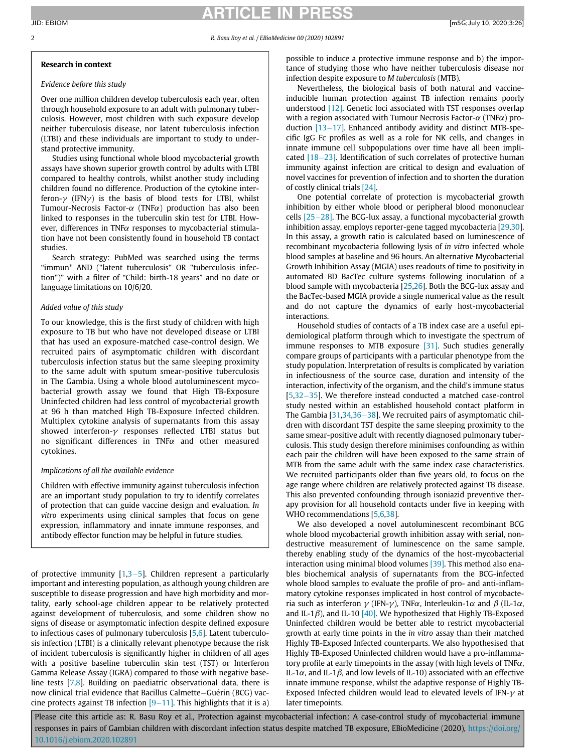## Research in context

*Evidence before this study*

Over one million children develop tuberculosis each year, often through household exposure to an adult with pulmonary tuberculosis. However, most children with such exposure develop neither tuberculosis disease, nor latent tuberculosis infection (LTBI) and these individuals are important to study to understand protective immunity.

Studies using functional whole blood mycobacterial growth assays have shown superior growth control by adults with LTBI compared to healthy controls, whilst another study including children found no difference. Production of the cytokine interferon-$\gamma$ (IFN$\gamma$) is the basis of blood tests for LTBI, whilst Tumour-Necrosis Factor-$\alpha$ (TNF$\alpha$) production has also been linked to responses in the tuberculin skin test for LTBI. However, differences in TNF$\alpha$ responses to mycobacterial stimulation have not been consistently found in household TB contact studies.

Search strategy: PubMed was searched using the terms "immun* AND ("latent tuberculosis" OR "tuberculosis infection")" with a filter of "Child: birth-18 years" and no date or language limitations on 10/6/20.

*Added value of this study*

To our knowledge, this is the first study of children with high exposure to TB but who have not developed disease or LTBI that has used an exposure-matched case-control design. We recruited pairs of asymptomatic children with discordant tuberculosis infection status but the same sleeping proximity to the same adult with sputum smear-positive tuberculosis in The Gambia. Using a whole blood autoluminescent mycobacterial growth assay we found that High TB-Exposure Uninfected children had less control of mycobacterial growth at 96 h than matched High TB-Exposure Infected children. Multiplex cytokine analysis of supernatants from this assay showed interferon-$\gamma$ responses reflected LTBI status but no significant differences in TNF$\alpha$ and other measured cytokines.

*Implications of all the available evidence*

Children with effective immunity against tuberculosis infection are an important study population to try to identify correlates of protection that can guide vaccine design and evaluation. *In vitro* experiments using clinical samples that focus on gene expression, inflammatory and innate immune responses, and antibody effector function may be helpful in future studies.

of protective immunity [1,3–5]. Children represent a particularly important and interesting population, as although young children are susceptible to disease progression and have high morbidity and mortality, early school-age children appear to be relatively protected against development of tuberculosis, and some children show no signs of disease or asymptomatic infection despite defined exposure to infectious cases of pulmonary tuberculosis [5,6]. Latent tuberculosis infection (LTBI) is a clinically relevant phenotype because the risk of incident tuberculosis is significantly higher in children of all ages with a positive baseline tuberculin skin test (TST) or Interferon Gamma Release Assay (IGRA) compared to those with negative baseline tests [7,8]. Building on paediatric observational data, there is now clinical trial evidence that Bacillus Calmette–Guérin (BCG) vaccine protects against TB infection [9–11]. This highlights that it is a) possible to induce a protective immune response and b) the importance of studying those who have neither tuberculosis disease nor infection despite exposure to *M tuberculosis* (MTB).

Nevertheless, the biological basis of both natural and vaccine-inducible human protection against TB infection remains poorly understood [12]. Genetic loci associated with TST responses overlap with a region associated with Tumour Necrosis Factor-$\alpha$ (TNF$\alpha$) production [13–17]. Enhanced antibody avidity and distinct MTB-specific IgG Fc profiles as well as a role for NK cells, and changes in innate immune cell subpopulations over time have all been implicated [18–23]. Identification of such correlates of protective human immunity against infection are critical to design and evaluation of novel vaccines for prevention of infection and to shorten the duration of costly clinical trials [24].

One potential correlate of protection is mycobacterial growth inhibition by either whole blood or peripheral blood mononuclear cells [25–28]. The BCG-lux assay, a functional mycobacterial growth inhibition assay, employs reporter-gene tagged mycobacteria [29,30]. In this assay, a growth ratio is calculated based on luminescence of recombinant mycobacteria following lysis of *in vitro* infected whole blood samples at baseline and 96 hours. An alternative Mycobacterial Growth Inhibition Assay (MGIA) uses readouts of time to positivity in automated BD BacTec culture systems following inoculation of a blood sample with mycobacteria [25,26]. Both the BCG-lux assay and the BacTec-based MGIA provide a single numerical value as the result and do not capture the dynamics of early host-mycobacterial interactions.

Household studies of contacts of a TB index case are a useful epidemiological platform through which to investigate the spectrum of immune responses to MTB exposure [31]. Such studies generally compare groups of participants with a particular phenotype from the study population. Interpretation of results is complicated by variation in infectiousness of the source case, duration and intensity of the interaction, infectivity of the organism, and the child's immune status [5,32–35]. We therefore instead conducted a matched case-control study nested within an established household contact platform in The Gambia [31,34,36–38]. We recruited pairs of asymptomatic children with discordant TST despite the same sleeping proximity to the same smear-positive adult with recently diagnosed pulmonary tuberculosis. This study design therefore minimises confounding as within each pair the children will have been exposed to the same strain of MTB from the same adult with the same index case characteristics. We recruited participants older than five years old, to focus on the age range where children are relatively protected against TB disease. This also prevented confounding through isoniazid preventive therapy provision for all household contacts under five in keeping with WHO recommendations [5,6,38].

We also developed a novel autoluminescent recombinant BCG whole blood mycobacterial growth inhibition assay with serial, non-destructive measurement of luminescence on the same sample, thereby enabling study of the dynamics of the host-mycobacterial interaction using minimal blood volumes [39]. This method also enables biochemical analysis of supernatants from the BCG-infected whole blood samples to evaluate the profile of pro- and anti-inflammatory cytokine responses implicated in host control of mycobacteria such as interferon $\gamma$ (IFN-$\gamma$), TNF$\alpha$, Interleukin-1$\alpha$ and $\beta$ (IL-1$\alpha$, and IL-1$\beta$), and IL-10 [40]. We hypothesized that Highly TB-Exposed Uninfected children would be better able to restrict mycobacterial growth at early time points in the *in vitro* assay than their matched Highly TB-Exposed Infected counterparts. We also hypothesised that Highly TB-Exposed Uninfected children would have a pro-inflammatory profile at early timepoints in the assay (with high levels of TNF$\alpha$, IL-1$\alpha$, and IL-1$\beta$, and low levels of IL-10) associated with an effective innate immune response, whilst the adaptive response of Highly TB-Exposed Infected children would lead to elevated levels of IFN-$\gamma$ at later timepoints.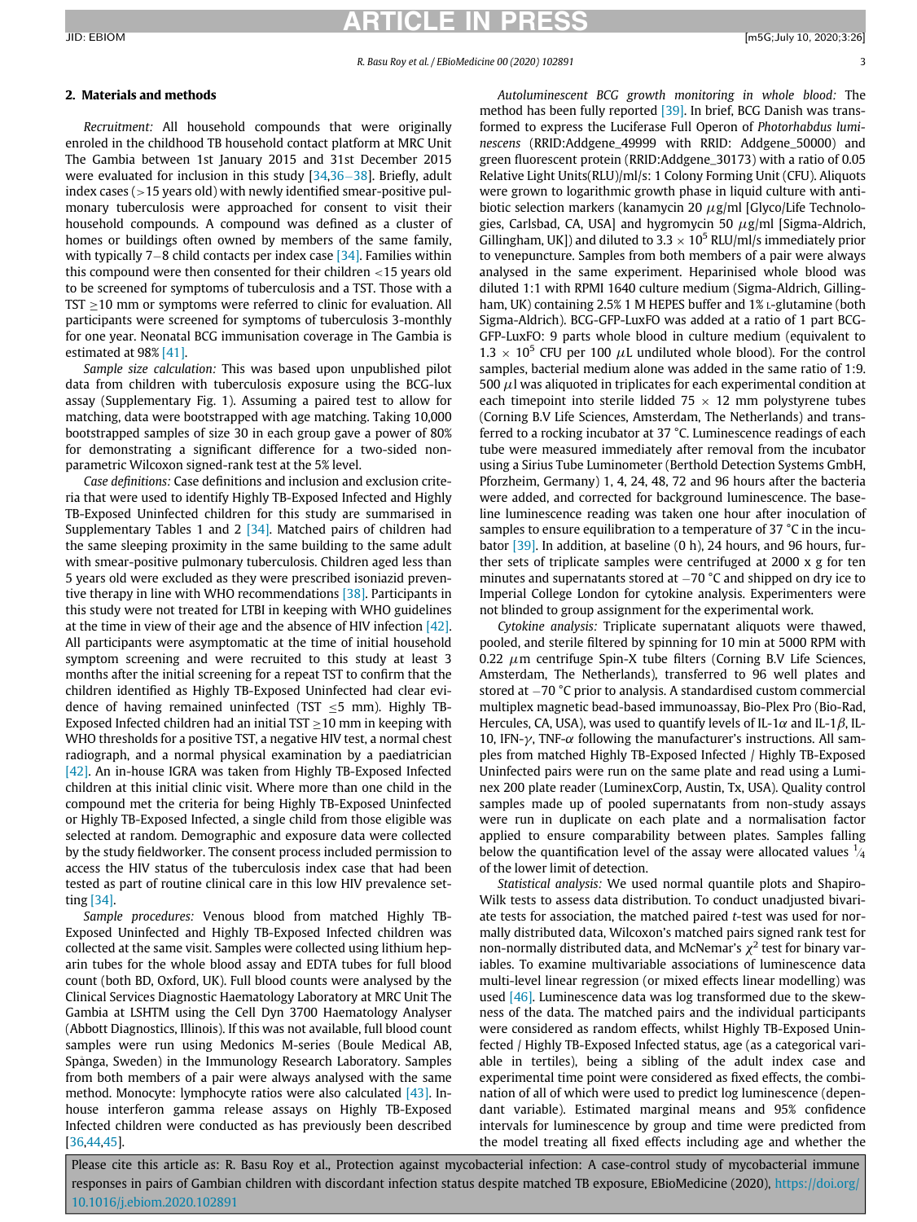## 2. Materials and methods

*Recruitment:* All household compounds that were originally enroled in the childhood TB household contact platform at MRC Unit The Gambia between 1st January 2015 and 31st December 2015 were evaluated for inclusion in this study [34,36–38]. Briefly, adult index cases (>15 years old) with newly identified smear-positive pulmonary tuberculosis were approached for consent to visit their household compounds. A compound was defined as a cluster of homes or buildings often owned by members of the same family, with typically 7–8 child contacts per index case [34]. Families within this compound were then consented for their children <15 years old to be screened for symptoms of tuberculosis and a TST. Those with a TST ≥10 mm or symptoms were referred to clinic for evaluation. All participants were screened for symptoms of tuberculosis 3-monthly for one year. Neonatal BCG immunisation coverage in The Gambia is estimated at 98% [41].

*Sample size calculation:* This was based upon unpublished pilot data from children with tuberculosis exposure using the BCG-lux assay (Supplementary Fig. 1). Assuming a paired test to allow for matching, data were bootstrapped with age matching. Taking 10,000 bootstrapped samples of size 30 in each group gave a power of 80% for demonstrating a significant difference for a two-sided non-parametric Wilcoxon signed-rank test at the 5% level.

*Case definitions:* Case definitions and inclusion and exclusion criteria that were used to identify Highly TB-Exposed Infected and Highly TB-Exposed Uninfected children for this study are summarised in Supplementary Tables 1 and 2 [34]. Matched pairs of children had the same sleeping proximity in the same building to the same adult with smear-positive pulmonary tuberculosis. Children aged less than 5 years old were excluded as they were prescribed isoniazid preventive therapy in line with WHO recommendations [38]. Participants in this study were not treated for LTBI in keeping with WHO guidelines at the time in view of their age and the absence of HIV infection [42]. All participants were asymptomatic at the time of initial household symptom screening and were recruited to this study at least 3 months after the initial screening for a repeat TST to confirm that the children identified as Highly TB-Exposed Uninfected had clear evidence of having remained uninfected (TST ≤5 mm). Highly TB-Exposed Infected children had an initial TST ≥10 mm in keeping with WHO thresholds for a positive TST, a negative HIV test, a normal chest radiograph, and a normal physical examination by a paediatrician [42]. An in-house IGRA was taken from Highly TB-Exposed Infected children at this initial clinic visit. Where more than one child in the compound met the criteria for being Highly TB-Exposed Uninfected or Highly TB-Exposed Infected, a single child from those eligible was selected at random. Demographic and exposure data were collected by the study fieldworker. The consent process included permission to access the HIV status of the tuberculosis index case that had been tested as part of routine clinical care in this low HIV prevalence setting [34].

*Sample procedures:* Venous blood from matched Highly TB-Exposed Uninfected and Highly TB-Exposed Infected children was collected at the same visit. Samples were collected using lithium heparin tubes for the whole blood assay and EDTA tubes for full blood count (both BD, Oxford, UK). Full blood counts were analysed by the Clinical Services Diagnostic Haematology Laboratory at MRC Unit The Gambia at LSHTM using the Cell Dyn 3700 Haematology Analyser (Abbott Diagnostics, Illinois). If this was not available, full blood count samples were run using Medonics M-series (Boule Medical AB, Spånga, Sweden) in the Immunology Research Laboratory. Samples from both members of a pair were always analysed with the same method. Monocyte: lymphocyte ratios were also calculated [43]. In-house interferon gamma release assays on Highly TB-Exposed Infected children were conducted as has previously been described [36,44,45].

*Autoluminescent BCG growth monitoring in whole blood:* The method has been fully reported [39]. In brief, BCG Danish was transformed to express the Luciferase Full Operon of *Photorhabdus luminescens* (RRID:Addgene_49999 with RRID: Addgene_50000) and green fluorescent protein (RRID:Addgene_30173) with a ratio of 0.05 Relative Light Units(RLU)/ml/s: 1 Colony Forming Unit (CFU). Aliquots were grown to logarithmic growth phase in liquid culture with antibiotic selection markers (kanamycin 20 μg/ml [Glyco/Life Technologies, Carlsbad, CA, USA] and hygromycin 50 μg/ml [Sigma-Aldrich, Gillingham, UK]) and diluted to $3.3 \times 10^5$ RLU/ml/s immediately prior to venepuncture. Samples from both members of a pair were always analysed in the same experiment. Heparinised whole blood was diluted 1:1 with RPMI 1640 culture medium (Sigma-Aldrich, Gillingham, UK) containing 2.5% 1 M HEPES buffer and 1% L-glutamine (both Sigma-Aldrich). BCG-GFP-LuxFO was added at a ratio of 1 part BCG-GFP-LuxFO: 9 parts whole blood in culture medium (equivalent to $1.3 \times 10^5$ CFU per 100 μL undiluted whole blood). For the control samples, bacterial medium alone was added in the same ratio of 1:9. 500 μl was aliquoted in triplicates for each experimental condition at each timepoint into sterile lidded 75 × 12 mm polystyrene tubes (Corning B.V Life Sciences, Amsterdam, The Netherlands) and transferred to a rocking incubator at 37 °C. Luminescence readings of each tube were measured immediately after removal from the incubator using a Sirius Tube Luminometer (Berthold Detection Systems GmbH, Pforzheim, Germany) 1, 4, 24, 48, 72 and 96 hours after the bacteria were added, and corrected for background luminescence. The baseline luminescence reading was taken one hour after inoculation of samples to ensure equilibration to a temperature of 37 °C in the incubator [39]. In addition, at baseline (0 h), 24 hours, and 96 hours, further sets of triplicate samples were centrifuged at 2000 x g for ten minutes and supernatants stored at −70 °C and shipped on dry ice to Imperial College London for cytokine analysis. Experimenters were not blinded to group assignment for the experimental work.

*Cytokine analysis:* Triplicate supernatant aliquots were thawed, pooled, and sterile filtered by spinning for 10 min at 5000 RPM with 0.22 μm centrifuge Spin-X tube filters (Corning B.V Life Sciences, Amsterdam, The Netherlands), transferred to 96 well plates and stored at −70 °C prior to analysis. A standardised custom commercial multiplex magnetic bead-based immunoassay, Bio-Plex Pro (Bio-Rad, Hercules, CA, USA), was used to quantify levels of IL-1α and IL-1β, IL-10, IFN-γ, TNF-α following the manufacturer's instructions. All samples from matched Highly TB-Exposed Infected / Highly TB-Exposed Uninfected pairs were run on the same plate and read using a Luminex 200 plate reader (LuminexCorp, Austin, Tx, USA). Quality control samples made up of pooled supernatants from non-study assays were run in duplicate on each plate and a normalisation factor applied to ensure comparability between plates. Samples falling below the quantification level of the assay were allocated values ¼ of the lower limit of detection.

*Statistical analysis:* We used normal quantile plots and Shapiro-Wilk tests to assess data distribution. To conduct unadjusted bivariate tests for association, the matched paired *t*-test was used for normally distributed data, Wilcoxon's matched pairs signed rank test for non-normally distributed data, and McNemar's $\chi^2$ test for binary variables. To examine multivariable associations of luminescence data multi-level linear regression (or mixed effects linear modelling) was used [46]. Luminescence data was log transformed due to the skewness of the data. The matched pairs and the individual participants were considered as random effects, whilst Highly TB-Exposed Uninfected / Highly TB-Exposed Infected status, age (as a categorical variable in tertiles), being a sibling of the adult index case and experimental time point were considered as fixed effects, the combination of all of which were used to predict log luminescence (dependant variable). Estimated marginal means and 95% confidence intervals for luminescence by group and time were predicted from the model treating all fixed effects including age and whether the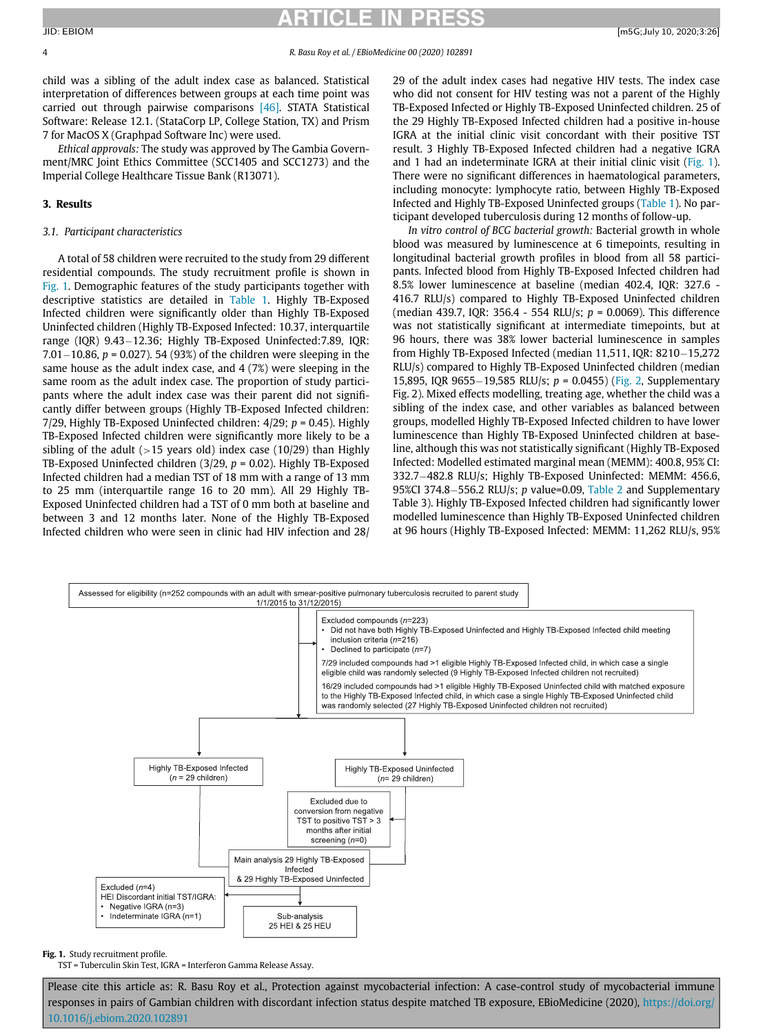child was a sibling of the adult index case as balanced. Statistical interpretation of differences between groups at each time point was carried out through pairwise comparisons [46]. STATA Statistical Software: Release 12.1. (StataCorp LP, College Station, TX) and Prism 7 for MacOS X (Graphpad Software Inc) were used.

*Ethical approvals:* The study was approved by The Gambia Government/MRC Joint Ethics Committee (SCC1405 and SCC1273) and the Imperial College Healthcare Tissue Bank (R13071).

## 3. Results

### 3.1. Participant characteristics

A total of 58 children were recruited to the study from 29 different residential compounds. The study recruitment profile is shown in Fig. 1. Demographic features of the study participants together with descriptive statistics are detailed in Table 1. Highly TB-Exposed Infected children were significantly older than Highly TB-Exposed Uninfected children (Highly TB-Exposed Infected: 10.37, interquartile range (IQR) 9.43–12.36; Highly TB-Exposed Uninfected:7.89, IQR: 7.01–10.86, $p = 0.027$). 54 (93%) of the children were sleeping in the same house as the adult index case, and 4 (7%) were sleeping in the same room as the adult index case. The proportion of study participants where the adult index case was their parent did not significantly differ between groups (Highly TB-Exposed Infected children: 7/29, Highly TB-Exposed Uninfected children: 4/29; $p = 0.45$). Highly TB-Exposed Infected children were significantly more likely to be a sibling of the adult (>15 years old) index case (10/29) than Highly TB-Exposed Uninfected children (3/29, $p = 0.02$). Highly TB-Exposed Infected children had a median TST of 18 mm with a range of 13 mm to 25 mm (interquartile range 16 to 20 mm). All 29 Highly TB-Exposed Uninfected children had a TST of 0 mm both at baseline and between 3 and 12 months later. None of the Highly TB-Exposed Infected children who were seen in clinic had HIV infection and 28/29 of the adult index cases had negative HIV tests. The index case who did not consent for HIV testing was not a parent of the Highly TB-Exposed Infected or Highly TB-Exposed Uninfected children. 25 of the 29 Highly TB-Exposed Infected children had a positive in-house IGRA at the initial clinic visit concordant with their positive TST result. 3 Highly TB-Exposed Infected children had a negative IGRA and 1 had an indeterminate IGRA at their initial clinic visit (Fig. 1). There were no significant differences in haematological parameters, including monocyte: lymphocyte ratio, between Highly TB-Exposed Infected and Highly TB-Exposed Uninfected groups (Table 1). No participant developed tuberculosis during 12 months of follow-up.

*In vitro control of BCG bacterial growth:* Bacterial growth in whole blood was measured by luminescence at 6 timepoints, resulting in longitudinal bacterial growth profiles in blood from all 58 participants. Infected blood from Highly TB-Exposed Infected children had 8.5% lower luminescence at baseline (median 402.4, IQR: 327.6 - 416.7 RLU/s) compared to Highly TB-Exposed Uninfected children (median 439.7, IQR: 356.4 - 554 RLU/s; $p = 0.0069$). This difference was not statistically significant at intermediate timepoints, but at 96 hours, there was 38% lower bacterial luminescence in samples from Highly TB-Exposed Infected (median 11,511, IQR: 8210–15,272 RLU/s) compared to Highly TB-Exposed Uninfected children (median 15,895, IQR 9655–19,585 RLU/s; $p = 0.0455$) (Fig. 2, Supplementary Fig. 2). Mixed effects modelling, treating age, whether the child was a sibling of the index case, and other variables as balanced between groups, modelled Highly TB-Exposed Infected children to have lower luminescence than Highly TB-Exposed Uninfected children at baseline, although this was not statistically significant (Highly TB-Exposed Infected: Modelled estimated marginal mean (MEMM): 400.8, 95% CI: 332.7–482.8 RLU/s; Highly TB-Exposed Uninfected: MEMM: 456.6, 95%CI 374.8–556.2 RLU/s; $p$ value=0.09, Table 2 and Supplementary Table 3). Highly TB-Exposed Infected children had significantly lower modelled luminescence than Highly TB-Exposed Uninfected children at 96 hours (Highly TB-Exposed Infected: MEMM: 11,262 RLU/s, 95%

Assessed for eligibility (n=252 compounds with an adult with smear-positive pulmonary tuberculosis recruited to parent study 1/1/2015 to 31/12/2015)

Excluded compounds (*n*=223)
- Did not have both Highly TB-Exposed Uninfected and Highly TB-Exposed Infected child meeting inclusion criteria (*n*=216)
- Declined to participate (*n*=7)

7/29 included compounds had >1 eligible Highly TB-Exposed Infected child, in which case a single eligible child was randomly selected (9 Highly TB-Exposed Infected children not recruited)

16/29 included compounds had >1 eligible Highly TB-Exposed Uninfected child with matched exposure to the Highly TB-Exposed Infected child, in which case a single Highly TB-Exposed Uninfected child was randomly selected (27 Highly TB-Exposed Uninfected children not recruited)

Highly TB-Exposed Infected (*n* = 29 children)

Highly TB-Exposed Uninfected (*n*= 29 children)

Excluded due to conversion from negative TST to positive TST > 3 months after initial screening (*n*=0)

Main analysis 29 Highly TB-Exposed Infected & 29 Highly TB-Exposed Uninfected

Excluded (*n*=4)
HEI Discordant initial TST/IGRA:
- Negative IGRA (n=3)
- Indeterminate IGRA (n=1)

Sub-analysis 25 HEI & 25 HEU

**Fig. 1.** Study recruitment profile.
TST = Tuberculin Skin Test, IGRA = Interferon Gamma Release Assay.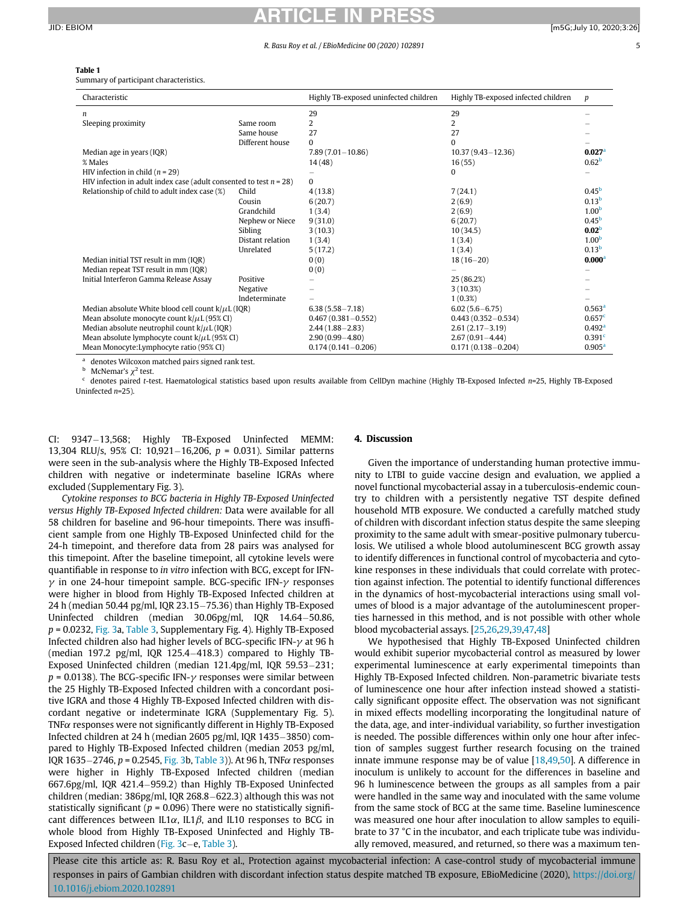**Table 1**
Summary of participant characteristics.

| Characteristic | | Highly TB-exposed uninfected children | Highly TB-exposed infected children | p |
|---|---|---|---|---|
| n | | 29 | 29 | – |
| Sleeping proximity | Same room | 2 | 2 | – |
| | Same house | 27 | 27 | – |
| | Different house | 0 | 0 | – |
| Median age in years (IQR) | | 7.89 (7.01–10.86) | 10.37 (9.43–12.36) | **0.027**[a] |
| % Males | | 14 (48) | 16 (55) | 0.62[b] |
| HIV infection in child (n = 29) | | – | 0 | – |
| HIV infection in adult index case (adult consented to test n = 28) | | 0 | | |
| Relationship of child to adult index case (%) | Child | 4 (13.8) | 7 (24.1) | 0.45[b] |
| | Cousin | 6 (20.7) | 2 (6.9) | 0.13[b] |
| | Grandchild | 1 (3.4) | 2 (6.9) | 1.00[b] |
| | Nephew or Niece | 9 (31.0) | 6 (20.7) | 0.45[b] |
| | Sibling | 3 (10.3) | 10 (34.5) | **0.02**[b] |
| | Distant relation | 1 (3.4) | 1 (3.4) | 1.00[b] |
| | Unrelated | 5 (17.2) | 1 (3.4) | 0.13[b] |
| Median initial TST result in mm (IQR) | | 0 (0) | 18 (16–20) | **0.000**[a] |
| Median repeat TST result in mm (IQR) | | 0 (0) | – | – |
| Initial Interferon Gamma Release Assay | Positive | – | 25 (86.2%) | – |
| | Negative | – | 3 (10.3%) | – |
| | Indeterminate | – | 1 (0.3%) | – |
| Median absolute White blood cell count k/μL (IQR) | | 6.38 (5.58–7.18) | 6.02 (5.6–6.75) | 0.563[a] |
| Mean absolute monocyte count k/μL (95% CI) | | 0.467 (0.381–0.552) | 0.443 (0.352–0.534) | 0.657[c] |
| Median absolute neutrophil count k/μL (IQR) | | 2.44 (1.88–2.83) | 2.61 (2.17–3.19) | 0.492[a] |
| Mean absolute lymphocyte count k/μL (95% CI) | | 2.90 (0.99–4.80) | 2.67 (0.91–4.44) | 0.391[c] |
| Mean Monocyte:Lymphocyte ratio (95% CI) | | 0.174 (0.141–0.206) | 0.171 (0.138–0.204) | 0.905[a] |

[a] denotes Wilcoxon matched pairs signed rank test.
[b] McNemar's $\chi^2$ test.
[c] denotes paired t-test. Haematological statistics based upon results available from CellDyn machine (Highly TB-Exposed Infected n=25, Highly TB-Exposed Uninfected n=25).

CI: 9347–13,568; Highly TB-Exposed Uninfected MEMM: 13,304 RLU/s, 95% CI: 10,921–16,206, p = 0.031). Similar patterns were seen in the sub-analysis where the Highly TB-Exposed Infected children with negative or indeterminate baseline IGRAs where excluded (Supplementary Fig. 3).

*Cytokine responses to BCG bacteria in Highly TB-Exposed Uninfected versus Highly TB-Exposed Infected children:* Data were available for all 58 children for baseline and 96-hour timepoints. There was insufficient sample from one Highly TB-Exposed Uninfected child for the 24-h timepoint, and therefore data from 28 pairs was analysed for this timepoint. After the baseline timepoint, all cytokine levels were quantifiable in response to *in vitro* infection with BCG, except for IFN-$\gamma$ in one 24-hour timepoint sample. BCG-specific IFN-$\gamma$ responses were higher in blood from Highly TB-Exposed Infected children at 24 h (median 50.44 pg/ml, IQR 23.15–75.36) than Highly TB-Exposed Uninfected children (median 30.06pg/ml, IQR 14.64–50.86, p = 0.0232, Fig. 3a, Table 3, Supplementary Fig. 4). Highly TB-Exposed Infected children also had higher levels of BCG-specific IFN-$\gamma$ at 96 h (median 197.2 pg/ml, IQR 125.4–418.3) compared to Highly TB-Exposed Uninfected children (median 121.4pg/ml, IQR 59.53–231; p = 0.0138). The BCG-specific IFN-$\gamma$ responses were similar between the 25 Highly TB-Exposed Infected children with a concordant positive IGRA and those 4 Highly TB-Exposed Infected children with discordant negative or indeterminate IGRA (Supplementary Fig. 5). TNF$\alpha$ responses were not significantly different in Highly TB-Exposed Infected children at 24 h (median 2605 pg/ml, IQR 1435–3850) compared to Highly TB-Exposed Infected children (median 2053 pg/ml, IQR 1635–2746, p = 0.2545, Fig. 3b, Table 3)). At 96 h, TNF$\alpha$ responses were higher in Highly TB-Exposed Infected children (median 667.6pg/ml, IQR 421.4–959.2) than Highly TB-Exposed Uninfected children (median: 386pg/ml, IQR 268.8–622.3) although this was not statistically significant (p = 0.096) There were no statistically significant differences between IL1$\alpha$, IL1$\beta$, and IL10 responses to BCG in whole blood from Highly TB-Exposed Uninfected and Highly TB-Exposed Infected children (Fig. 3c–e, Table 3).

## 4. Discussion

Given the importance of understanding human protective immunity to LTBI to guide vaccine design and evaluation, we applied a novel functional mycobacterial assay in a tuberculosis-endemic country to children with a persistently negative TST despite defined household MTB exposure. We conducted a carefully matched study of children with discordant infection status despite the same sleeping proximity to the same adult with smear-positive pulmonary tuberculosis. We utilised a whole blood autoluminescent BCG growth assay to identify differences in functional control of mycobacteria and cytokine responses in these individuals that could correlate with protection against infection. The potential to identify functional differences in the dynamics of host-mycobacterial interactions using small volumes of blood is a major advantage of the autoluminescent properties harnessed in this method, and is not possible with other whole blood mycobacterial assays. [25,26,29,39,47,48]

We hypothesised that Highly TB-Exposed Uninfected children would exhibit superior mycobacterial control as measured by lower experimental luminescence at early experimental timepoints than Highly TB-Exposed Infected children. Non-parametric bivariate tests of luminescence one hour after infection instead showed a statistically significant opposite effect. The observation was not significant in mixed effects modelling incorporating the longitudinal nature of the data, age, and inter-individual variability, so further investigation is needed. The possible differences within only one hour after infection of samples suggest further research focusing on the trained innate immune response may be of value [18,49,50]. A difference in inoculum is unlikely to account for the differences in baseline and 96 h luminescence between the groups as all samples from a pair were handled in the same way and inoculated with the same volume from the same stock of BCG at the same time. Baseline luminescence was measured one hour after inoculation to allow samples to equilibrate to 37 °C in the incubator, and each triplicate tube was individually removed, measured, and returned, so there was a maximum ten-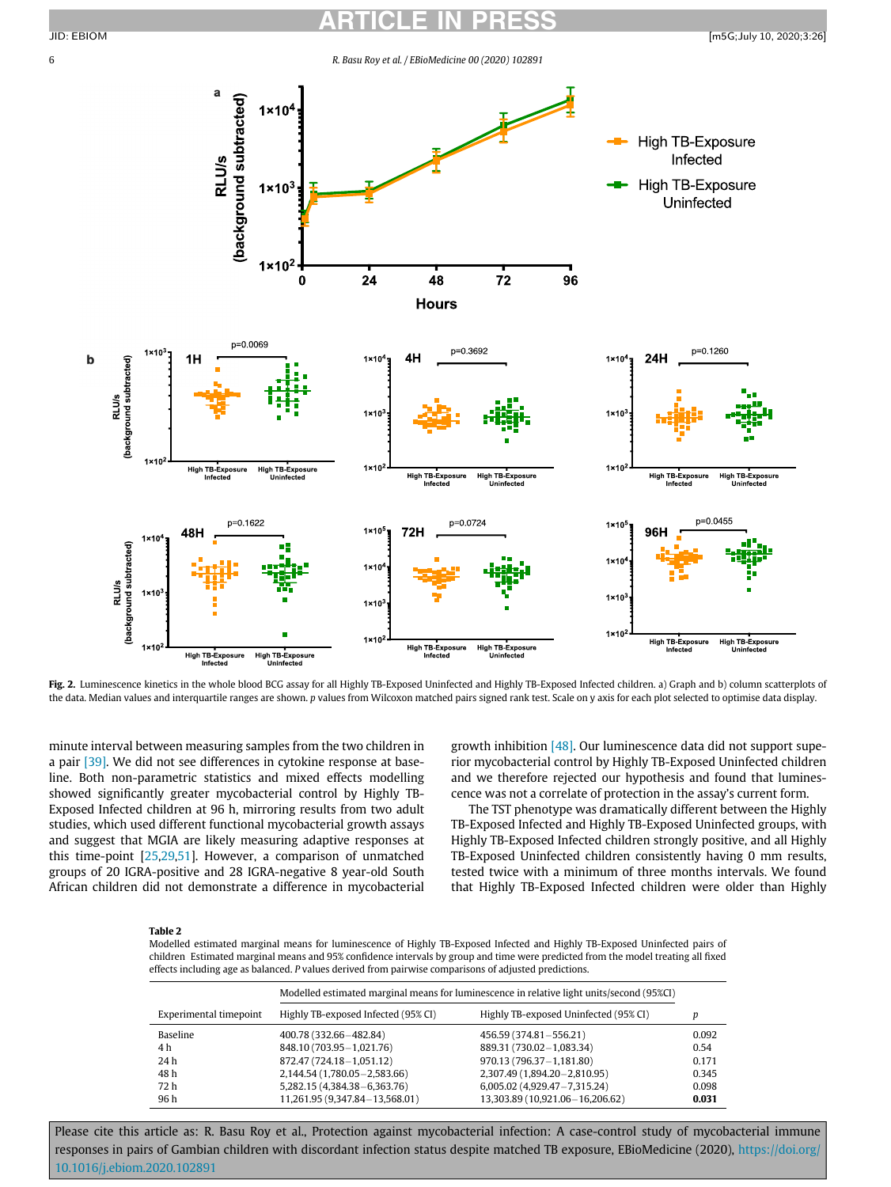Fig. 2. Luminescence kinetics in the whole blood BCG assay for all Highly TB-Exposed Uninfected and Highly TB-Exposed Infected children. a) Graph and b) column scatterplots of the data. Median values and interquartile ranges are shown. p values from Wilcoxon matched pairs signed rank test. Scale on y axis for each plot selected to optimise data display.

minute interval between measuring samples from the two children in a pair [39]. We did not see differences in cytokine response at baseline. Both non-parametric statistics and mixed effects modelling showed significantly greater mycobacterial control by Highly TB-Exposed Infected children at 96 h, mirroring results from two adult studies, which used different functional mycobacterial growth assays and suggest that MGIA are likely measuring adaptive responses at this time-point [25,29,51]. However, a comparison of unmatched groups of 20 IGRA-positive and 28 IGRA-negative 8 year-old South African children did not demonstrate a difference in mycobacterial growth inhibition [48]. Our luminescence data did not support superior mycobacterial control by Highly TB-Exposed Uninfected children and we therefore rejected our hypothesis and found that luminescence was not a correlate of protection in the assay's current form.

The TST phenotype was dramatically different between the Highly TB-Exposed Infected and Highly TB-Exposed Uninfected groups, with Highly TB-Exposed Infected children strongly positive, and all Highly TB-Exposed Uninfected children consistently having 0 mm results, tested twice with a minimum of three months intervals. We found that Highly TB-Exposed Infected children were older than Highly

**Table 2**
Modelled estimated marginal means for luminescence of Highly TB-Exposed Infected and Highly TB-Exposed Uninfected pairs of children Estimated marginal means and 95% confidence intervals by group and time were predicted from the model treating all fixed effects including age as balanced. P values derived from pairwise comparisons of adjusted predictions.

| Experimental timepoint | Modelled estimated marginal means for luminescence in relative light units/second (95%CI) | | |
|---|---|---|---|
| | Highly TB-exposed Infected (95% CI) | Highly TB-exposed Uninfected (95% CI) | p |
| Baseline | 400.78 (332.66–482.84) | 456.59 (374.81–556.21) | 0.092 |
| 4 h | 848.10 (703.95–1,021.76) | 889.31 (730.02–1,083.34) | 0.54 |
| 24 h | 872.47 (724.18–1,051.12) | 970.13 (796.37–1,181.80) | 0.171 |
| 48 h | 2,144.54 (1,780.05–2,583.66) | 2,307.49 (1,894.20–2,810.95) | 0.345 |
| 72 h | 5,282.15 (4,384.38–6,363.76) | 6,005.02 (4,929.47–7,315.24) | 0.098 |
| 96 h | 11,261.95 (9,347.84–13,568.01) | 13,303.89 (10,921.06–16,206.62) | **0.031** |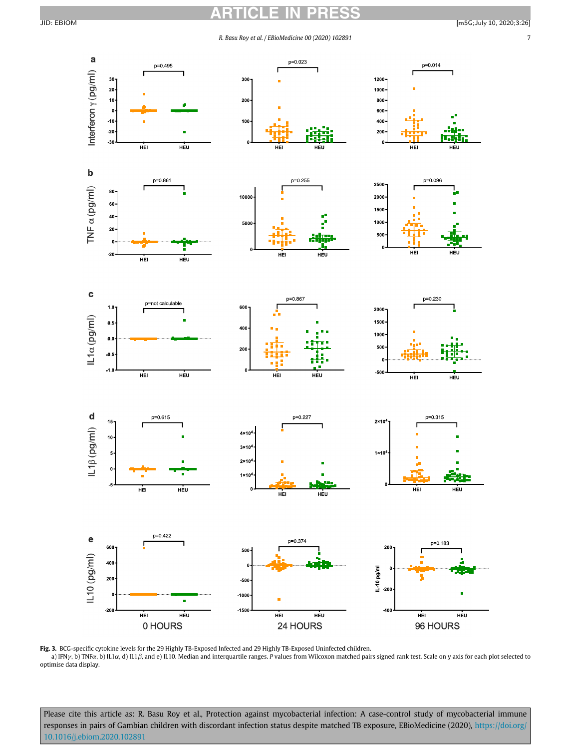**Fig. 3.** BCG-specific cytokine levels for the 29 Highly TB-Exposed Infected and 29 Highly TB-Exposed Uninfected children.
a) IFN$\gamma$, b) TNF$\alpha$, b) IL1$\alpha$, d) IL1$\beta$, and e) IL10. Median and interquartile ranges. *P* values from Wilcoxon matched pairs signed rank test. Scale on y axis for each plot selected to optimise data display.

Please cite this article as: R. Basu Roy et al., Protection against mycobacterial infection: A case-control study of mycobacterial immune responses in pairs of Gambian children with discordant infection status despite matched TB exposure, EBioMedicine (2020), https://doi.org/10.1016/j.ebiom.2020.102891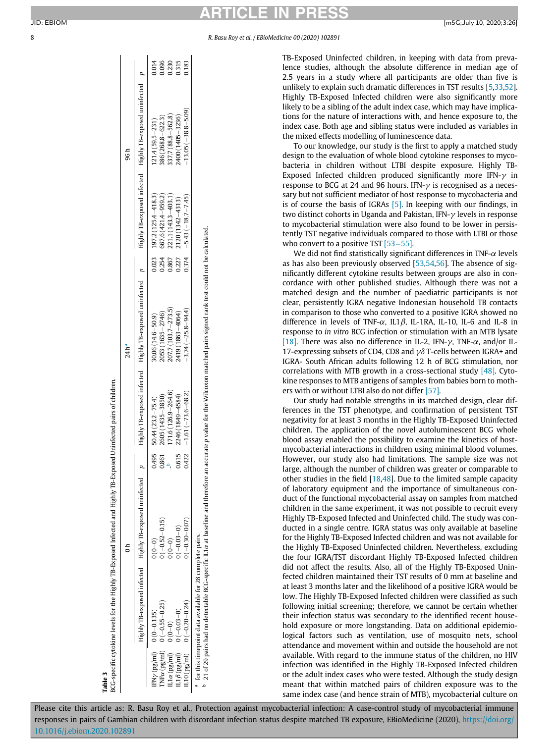**Table 3**
BCG-specific cytokine levels for the Highly TB-Exposed Infected and Highly TB-Exposed Uninfected pairs of children.

| | 0 h | | | 24 h[a] | | | 96 h | | |
|---|---|---|---|---|---|---|---|---|---|
| | Highly TB-exposed infected | Highly TB-exposed uninfected | p | Highly TB-exposed infected | Highly TB-exposed uninfected | p | Highly TB-exposed infected | Highly TB-exposed uninfected | p |
| IFNγ (pg/ml) | 0 (0–0.135) | 0 (0–0) | 0.495 | 50.44 (23.2–75.4) | 30.06 (14.6–50.9) | 0.023 | 197.2 (125.4–418.3) | 121.4 (59.5–231) | 0.014 |
| TNFα (pg/ml) | 0 (−0.55–0.25) | 0 (−0.52–0.15) | 0.861 | 2605 (1435–3850) | 2053 (1635–2746) | 0.254 | 667.6 (421.4–959.2) | 386 (268.8–622.3) | 0.096 |
| IL1α (pg/ml) | 0 (0–0) | 0 (0–0) | –[b] | 171.6 (126.9–264.6) | 207.7 (103.7–273.5) | 0.867 | 221.1 (143.3–403.1) | 337.7 (88.8–562.8) | 0.230 |
| IL1β (pg/ml) | 0 (−0.03–0) | 0 (−0.03–0) | 0.615 | 2246 (1849–4584) | 2419 (1863–4064) | 0.227 | 2120 (1342–4313) | 2400 (1405–3236) | 0.315 |
| IL10 (pg/ml) | 0 (−0.20–0.24) | 0 (−0.30–0.07) | 0.422 | −1.61 (−73.6–68.2) | −3.74 (−25.8–94.4) | 0.374 | −5.43 (−18.7–7.45) | −13.05 (−38.8–5.09) | 0.183 |

[a] for this timepoint data available for 28 complete pairs.
[b] 21 of 29 pairs had no detectable BCG-specific IL1α at baseline and therefore an accurate p value for the Wilcoxon matched pairs signed rank test could not be calculated.

TB-Exposed Uninfected children, in keeping with data from prevalence studies, although the absolute difference in median age of 2.5 years in a study where all participants are older than five is unlikely to explain such dramatic differences in TST results [5,33,52]. Highly TB-Exposed Infected children were also significantly more likely to be a sibling of the adult index case, which may have implications for the nature of interactions with, and hence exposure to, the index case. Both age and sibling status were included as variables in the mixed effects modelling of luminescence data.

To our knowledge, our study is the first to apply a matched study design to the evaluation of whole blood cytokine responses to mycobacteria in children without LTBI despite exposure. Highly TB-Exposed Infected children produced significantly more IFN-γ in response to BCG at 24 and 96 hours. IFN-γ is recognised as a necessary but not sufficient mediator of host response to mycobacteria and is of course the basis of IGRAs [5]. In keeping with our findings, in two distinct cohorts in Uganda and Pakistan, IFN-γ levels in response to mycobacterial stimulation were also found to be lower in persistently TST negative individuals compared to those with LTBI or those who convert to a positive TST [53–55].

We did not find statistically significant differences in TNF-α levels as has also been previously observed [53,54,56]. The absence of significantly different cytokine results between groups are also in concordance with other published studies. Although there was not a matched design and the number of paediatric participants is not clear, persistently IGRA negative Indonesian household TB contacts in comparison to those who converted to a positive IGRA showed no difference in levels of TNF-α, IL1β, IL-1RA, IL-10, IL-6 and IL-8 in response to *in vitro* BCG infection or stimulation with an MTB lysate [18]. There was also no difference in IL-2, IFN-γ, TNF-α, and/or IL-17-expressing subsets of CD4, CD8 and γδ T-cells between IGRA+ and IGRA- South African adults following 12 h of BCG stimulation, nor correlations with MTB growth in a cross-sectional study [48]. Cytokine responses to MTB antigens of samples from babies born to mothers with or without LTBI also do not differ [57].

Our study had notable strengths in its matched design, clear differences in the TST phenotype, and confirmation of persistent TST negativity for at least 3 months in the Highly TB-Exposed Uninfected children. The application of the novel autoluminescent BCG whole blood assay enabled the possibility to examine the kinetics of host-mycobacterial interactions in children using minimal blood volumes. However, our study also had limitations. The sample size was not large, although the number of children was greater or comparable to other studies in the field [18,48]. Due to the limited sample capacity of laboratory equipment and the importance of simultaneous conduct of the functional mycobacterial assay on samples from matched children in the same experiment, it was not possible to recruit every Highly TB-Exposed Infected and Uninfected child. The study was conducted in a single centre. IGRA status was only available at baseline for the Highly TB-Exposed Infected children and was not available for the Highly TB-Exposed Uninfected children. Nevertheless, excluding the four IGRA/TST discordant Highly TB-Exposed Infected children did not affect the results. Also, all of the Highly TB-Exposed Uninfected children maintained their TST results of 0 mm at baseline and at least 3 months later and the likelihood of a positive IGRA would be low. The Highly TB-Exposed Infected children were classified as such following initial screening; therefore, we cannot be certain whether their infection status was secondary to the identified recent household exposure or more longstanding. Data on additional epidemiological factors such as ventilation, use of mosquito nets, school attendance and movement within and outside the household are not available. With regard to the immune status of the children, no HIV infection was identified in the Highly TB-Exposed Infected children or the adult index cases who were tested. Although the study design meant that within matched pairs of children exposure was to the same index case (and hence strain of MTB), mycobacterial culture on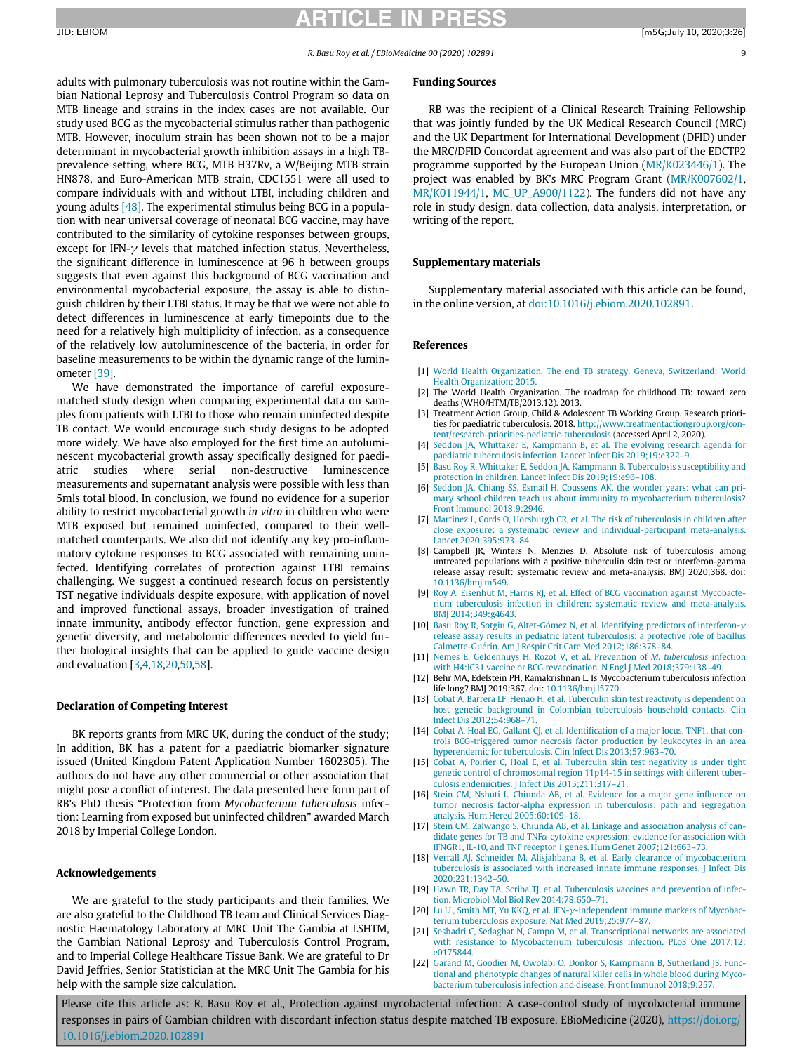adults with pulmonary tuberculosis was not routine within the Gambian National Leprosy and Tuberculosis Control Program so data on MTB lineage and strains in the index cases are not available. Our study used BCG as the mycobacterial stimulus rather than pathogenic MTB. However, inoculum strain has been shown not to be a major determinant in mycobacterial growth inhibition assays in a high TB-prevalence setting, where BCG, MTB H37Rv, a W/Beijing MTB strain HN878, and Euro-American MTB strain, CDC1551 were all used to compare individuals with and without LTBI, including children and young adults [48]. The experimental stimulus being BCG in a population with near universal coverage of neonatal BCG vaccine, may have contributed to the similarity of cytokine responses between groups, except for IFN-$\gamma$ levels that matched infection status. Nevertheless, the significant difference in luminescence at 96 h between groups suggests that even against this background of BCG vaccination and environmental mycobacterial exposure, the assay is able to distinguish children by their LTBI status. It may be that we were not able to detect differences in luminescence at early timepoints due to the need for a relatively high multiplicity of infection, as a consequence of the relatively low autoluminescence of the bacteria, in order for baseline measurements to be within the dynamic range of the luminometer [39].

We have demonstrated the importance of careful exposure-matched study design when comparing experimental data on samples from patients with LTBI to those who remain uninfected despite TB contact. We would encourage such study designs to be adopted more widely. We have also employed for the first time an autoluminescent mycobacterial growth assay specifically designed for paediatric studies where serial non-destructive luminescence measurements and supernatant analysis were possible with less than 5mls total blood. In conclusion, we found no evidence for a superior ability to restrict mycobacterial growth *in vitro* in children who were MTB exposed but remained uninfected, compared to their well-matched counterparts. We also did not identify any key pro-inflammatory cytokine responses to BCG associated with remaining uninfected. Identifying correlates of protection against LTBI remains challenging. We suggest a continued research focus on persistently TST negative individuals despite exposure, with application of novel and improved functional assays, broader investigation of trained innate immunity, antibody effector function, gene expression and genetic diversity, and metabolomic differences needed to yield further biological insights that can be applied to guide vaccine design and evaluation [3,4,18,20,50,58].

## Declaration of Competing Interest

BK reports grants from MRC UK, during the conduct of the study; In addition, BK has a patent for a paediatric biomarker signature issued (United Kingdom Patent Application Number 1602305). The authors do not have any other commercial or other association that might pose a conflict of interest. The data presented here form part of RB's PhD thesis "Protection from *Mycobacterium tuberculosis* infection: Learning from exposed but uninfected children" awarded March 2018 by Imperial College London.

## Acknowledgements

We are grateful to the study participants and their families. We are also grateful to the Childhood TB team and Clinical Services Diagnostic Haematology Laboratory at MRC Unit The Gambia at LSHTM, the Gambian National Leprosy and Tuberculosis Control Program, and to Imperial College Healthcare Tissue Bank. We are grateful to Dr David Jeffries, Senior Statistician at the MRC Unit The Gambia for his help with the sample size calculation.

## Funding Sources

RB was the recipient of a Clinical Research Training Fellowship that was jointly funded by the UK Medical Research Council (MRC) and the UK Department for International Development (DFID) under the MRC/DFID Concordat agreement and was also part of the EDCTP2 programme supported by the European Union (MR/K023446/1). The project was enabled by BK's MRC Program Grant (MR/K007602/1, MR/K011944/1, MC_UP_A900/1122). The funders did not have any role in study design, data collection, data analysis, interpretation, or writing of the report.

## Supplementary materials

Supplementary material associated with this article can be found, in the online version, at doi:10.1016/j.ebiom.2020.102891.

## References

[1] World Health Organization. The end TB strategy. Geneva, Switzerland: World Health Organization; 2015.

[2] The World Health Organization. The roadmap for childhood TB: toward zero deaths (WHO/HTM/TB/2013.12). 2013.

[3] Treatment Action Group, Child & Adolescent TB Working Group. Research priorities for paediatric tuberculosis. 2018. http://www.treatmentactiongroup.org/content/research-priorities-pediatric-tuberculosis (accessed April 2, 2020).

[4] Seddon JA, Whittaker E, Kampmann B, et al. The evolving research agenda for paediatric tuberculosis infection. Lancet Infect Dis 2019;19:e322–9.

[5] Basu Roy R, Whittaker E, Seddon JA, Kampmann B. Tuberculosis susceptibility and protection in children. Lancet Infect Dis 2019;19:e96–108.

[6] Seddon JA, Chiang SS, Esmail H, Coussens AK. the wonder years: what can primary school children teach us about immunity to mycobacterium tuberculosis? Front Immunol 2018;9:2946.

[7] Martinez L, Cords O, Horsburgh CR, et al. The risk of tuberculosis in children after close exposure: a systematic review and individual-participant meta-analysis. Lancet 2020;395:973–84.

[8] Campbell JR, Winters N, Menzies D. Absolute risk of tuberculosis among untreated populations with a positive tuberculin skin test or interferon-gamma release assay result: systematic review and meta-analysis. BMJ 2020;368. doi: 10.1136/bmj.m549.

[9] Roy A, Eisenhut M, Harris RJ, et al. Effect of BCG vaccination against Mycobacterium tuberculosis infection in children: systematic review and meta-analysis. BMJ 2014;349:g4643.

[10] Basu Roy R, Sotgiu G, Altet-Gómez N, et al. Identifying predictors of interferon-$\gamma$ release assay results in pediatric latent tuberculosis: a protective role of bacillus Calmette-Guérin. Am J Respir Crit Care Med 2012;186:378–84.

[11] Nemes E, Geldenhuys H, Rozot V, et al. Prevention of *M. tuberculosis* infection with H4:IC31 vaccine or BCG revaccination. N Engl J Med 2018;379:138–49.

[12] Behr MA, Edelstein PH, Ramakrishnan L. Is Mycobacterium tuberculosis infection life long? BMJ 2019;367. doi: 10.1136/bmj.l5770.

[13] Cobat A, Barrera LF, Henao H, et al. Tuberculin skin test reactivity is dependent on host genetic background in Colombian tuberculosis household contacts. Clin Infect Dis 2012;54:968–71.

[14] Cobat A, Hoal EG, Gallant CJ, et al. Identification of a major locus, TNF1, that controls BCG-triggered tumor necrosis factor production by leukocytes in an area hyperendemic for tuberculosis. Clin Infect Dis 2013;57:963–70.

[15] Cobat A, Poirier C, Hoal E, et al. Tuberculin skin test negativity is under tight genetic control of chromosomal region 11p14-15 in settings with different tuberculosis endemicities. J Infect Dis 2015;211:317–21.

[16] Stein CM, Nshuti L, Chiunda AB, et al. Evidence for a major gene influence on tumor necrosis factor-alpha expression in tuberculosis: path and segregation analysis. Hum Hered 2005;60:109–18.

[17] Stein CM, Zalwango S, Chiunda AB, et al. Linkage and association analysis of candidate genes for TB and TNF$\alpha$ cytokine expression: evidence for association with IFNGR1, IL-10, and TNF receptor 1 genes. Hum Genet 2007;121:663–73.

[18] Verrall AJ, Schneider M, Alisjahbana B, et al. Early clearance of mycobacterium tuberculosis is associated with increased innate immune responses. J Infect Dis 2020;221:1342–50.

[19] Hawn TR, Day TA, Scriba TJ, et al. Tuberculosis vaccines and prevention of infection. Microbiol Mol Biol Rev 2014;78:650–71.

[20] Lu LL, Smith MT, Yu KKQ, et al. IFN-$\gamma$-independent immune markers of Mycobacterium tuberculosis exposure. Nat Med 2019;25:977–87.

[21] Seshadri C, Sedaghat N, Campo M, et al. Transcriptional networks are associated with resistance to Mycobacterium tuberculosis infection. PLoS One 2017;12:e0175844.

[22] Garand M, Goodier M, Owolabi O, Donkor S, Kampmann B, Sutherland JS. Functional and phenotypic changes of natural killer cells in whole blood during Mycobacterium tuberculosis infection and disease. Front Immunol 2018;9:257.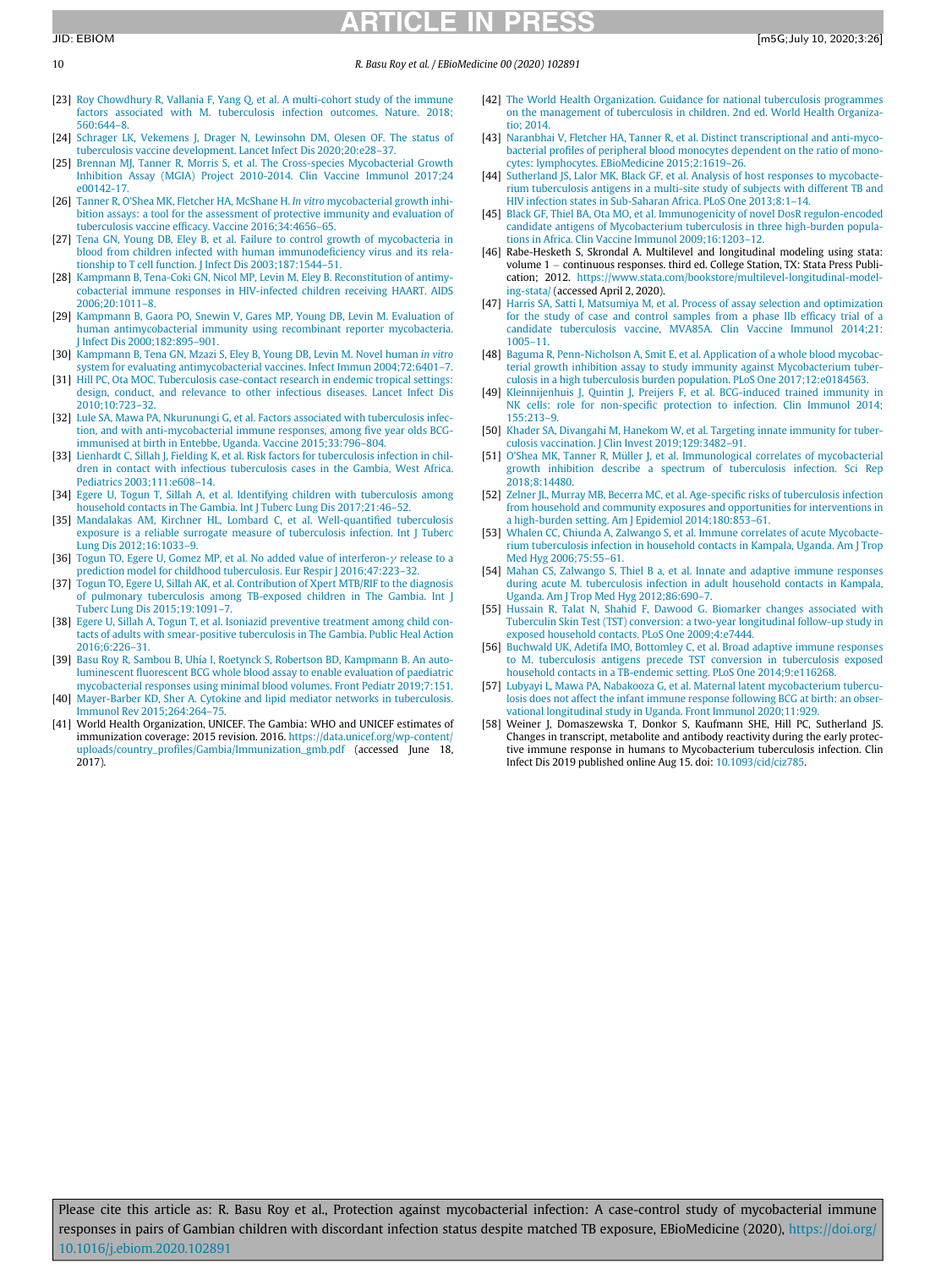[23] Roy Chowdhury R, Vallania F, Yang Q, et al. A multi-cohort study of the immune factors associated with M. tuberculosis infection outcomes. Nature. 2018; 560:644–8.

[24] Schrager LK, Vekemens J, Drager N, Lewinsohn DM, Olesen OF. The status of tuberculosis vaccine development. Lancet Infect Dis 2020;20:e28–37.

[25] Brennan MJ, Tanner R, Morris S, et al. The Cross-species Mycobacterial Growth Inhibition Assay (MGIA) Project 2010-2014. Clin Vaccine Immunol 2017;24 e00142-17.

[26] Tanner R, O'Shea MK, Fletcher HA, McShane H. *In vitro* mycobacterial growth inhibition assays: a tool for the assessment of protective immunity and evaluation of tuberculosis vaccine efficacy. Vaccine 2016;34:4656–65.

[27] Tena GN, Young DB, Eley B, et al. Failure to control growth of mycobacteria in blood from children infected with human immunodeficiency virus and its relationship to T cell function. J Infect Dis 2003;187:1544–51.

[28] Kampmann B, Tena-Coki GN, Nicol MP, Levin M, Eley B. Reconstitution of antimycobacterial immune responses in HIV-infected children receiving HAART. AIDS 2006;20:1011–8.

[29] Kampmann B, Gaora PO, Snewin V, Gares MP, Young DB, Levin M. Evaluation of human antimycobacterial immunity using recombinant reporter mycobacteria. J Infect Dis 2000;182:895–901.

[30] Kampmann B, Tena GN, Mzazi S, Eley B, Young DB, Levin M. Novel human *in vitro* system for evaluating antimycobacterial vaccines. Infect Immun 2004;72:6401–7.

[31] Hill PC, Ota MOC. Tuberculosis case-contact research in endemic tropical settings: design, conduct, and relevance to other infectious diseases. Lancet Infect Dis 2010;10:723–32.

[32] Lule SA, Mawa PA, Nkurunungi G, et al. Factors associated with tuberculosis infection, and with anti-mycobacterial immune responses, among five year olds BCG-immunised at birth in Entebbe, Uganda. Vaccine 2015;33:796–804.

[33] Lienhardt C, Sillah J, Fielding K, et al. Risk factors for tuberculosis infection in children in contact with infectious tuberculosis cases in the Gambia, West Africa. Pediatrics 2003;111:e608–14.

[34] Egere U, Togun T, Sillah A, et al. Identifying children with tuberculosis among household contacts in The Gambia. Int J Tuberc Lung Dis 2017;21:46–52.

[35] Mandalakas AM, Kirchner HL, Lombard C, et al. Well-quantified tuberculosis exposure is a reliable surrogate measure of tuberculosis infection. Int J Tuberc Lung Dis 2012;16:1033–9.

[36] Togun TO, Egere U, Gomez MP, et al. No added value of interferon-$\gamma$ release to a prediction model for childhood tuberculosis. Eur Respir J 2016;47:223–32.

[37] Togun TO, Egere U, Sillah AK, et al. Contribution of Xpert MTB/RIF to the diagnosis of pulmonary tuberculosis among TB-exposed children in The Gambia. Int J Tuberc Lung Dis 2015;19:1091–7.

[38] Egere U, Sillah A, Togun T, et al. Isoniazid preventive treatment among child contacts of adults with smear-positive tuberculosis in The Gambia. Public Heal Action 2016;6:226–31.

[39] Basu Roy R, Sambou B, Uhía I, Roetynck S, Robertson BD, Kampmann B. An auto-luminescent fluorescent BCG whole blood assay to enable evaluation of paediatric mycobacterial responses using minimal blood volumes. Front Pediatr 2019;7:151.

[40] Mayer-Barber KD, Sher A. Cytokine and lipid mediator networks in tuberculosis. Immunol Rev 2015;264:264–75.

[41] World Health Organization, UNICEF. The Gambia: WHO and UNICEF estimates of immunization coverage: 2015 revision. 2016. https://data.unicef.org/wp-content/uploads/country_profiles/Gambia/Immunization_gmb.pdf (accessed June 18, 2017).

[42] The World Health Organization. Guidance for national tuberculosis programmes on the management of tuberculosis in children. 2nd ed. World Health Organizatio; 2014.

[43] Naranbhai V, Fletcher HA, Tanner R, et al. Distinct transcriptional and anti-mycobacterial profiles of peripheral blood monocytes dependent on the ratio of monocytes: lymphocytes. EBioMedicine 2015;2:1619–26.

[44] Sutherland JS, Lalor MK, Black GF, et al. Analysis of host responses to mycobacterium tuberculosis antigens in a multi-site study of subjects with different TB and HIV infection states in Sub-Saharan Africa. PLoS One 2013;8:1–14.

[45] Black GF, Thiel BA, Ota MO, et al. Immunogenicity of novel DosR regulon-encoded candidate antigens of Mycobacterium tuberculosis in three high-burden populations in Africa. Clin Vaccine Immunol 2009;16:1203–12.

[46] Rabe-Hesketh S, Skrondal A. Multilevel and longitudinal modeling using stata: volume 1 – continuous responses. third ed. College Station, TX: Stata Press Publication; 2012. https://www.stata.com/bookstore/multilevel-longitudinal-modeling-stata/ (accessed April 2, 2020).

[47] Harris SA, Satti I, Matsumiya M, et al. Process of assay selection and optimization for the study of case and control samples from a phase IIb efficacy trial of a candidate tuberculosis vaccine, MVA85A. Clin Vaccine Immunol 2014;21: 1005–11.

[48] Baguma R, Penn-Nicholson A, Smit E, et al. Application of a whole blood mycobacterial growth inhibition assay to study immunity against Mycobacterium tuberculosis in a high tuberculosis burden population. PLoS One 2017;12:e0184563.

[49] Kleinnijenhuis J, Quintin J, Preijers F, et al. BCG-induced trained immunity in NK cells: role for non-specific protection to infection. Clin Immunol 2014; 155:213–9.

[50] Khader SA, Divangahi M, Hanekom W, et al. Targeting innate immunity for tuberculosis vaccination. J Clin Invest 2019;129:3482–91.

[51] O'Shea MK, Tanner R, Müller J, et al. Immunological correlates of mycobacterial growth inhibition describe a spectrum of tuberculosis infection. Sci Rep 2018;8:14480.

[52] Zelner JL, Murray MB, Becerra MC, et al. Age-specific risks of tuberculosis infection from household and community exposures and opportunities for interventions in a high-burden setting. Am J Epidemiol 2014;180:853–61.

[53] Whalen CC, Chiunda A, Zalwango S, et al. Immune correlates of acute Mycobacterium tuberculosis infection in household contacts in Kampala, Uganda. Am J Trop Med Hyg 2006;75:55–61.

[54] Mahan CS, Zalwango S, Thiel B a, et al. Innate and adaptive immune responses during acute M. tuberculosis infection in adult household contacts in Kampala, Uganda. Am J Trop Med Hyg 2012;86:690–7.

[55] Hussain R, Talat N, Shahid F, Dawood G. Biomarker changes associated with Tuberculin Skin Test (TST) conversion: a two-year longitudinal follow-up study in exposed household contacts. PLoS One 2009;4:e7444.

[56] Buchwald UK, Adetifa IMO, Bottomley C, et al. Broad adaptive immune responses to M. tuberculosis antigens precede TST conversion in tuberculosis exposed household contacts in a TB-endemic setting. PLoS One 2014;9:e116268.

[57] Lubyayi L, Mawa PA, Nabakooza G, et al. Maternal latent mycobacterium tuberculosis does not affect the infant immune response following BCG at birth: an observational longitudinal study in Uganda. Front Immunol 2020;11:929.

[58] Weiner J, Domaszewska T, Donkor S, Kaufmann SHE, Hill PC, Sutherland JS. Changes in transcript, metabolite and antibody reactivity during the early protective immune response in humans to Mycobacterium tuberculosis infection. Clin Infect Dis 2019 published online Aug 15. doi: 10.1093/cid/ciz785.

Please cite this article as: R. Basu Roy et al., Protection against mycobacterial infection: A case-control study of mycobacterial immune responses in pairs of Gambian children with discordant infection status despite matched TB exposure, EBioMedicine (2020), https://doi.org/10.1016/j.ebiom.2020.102891